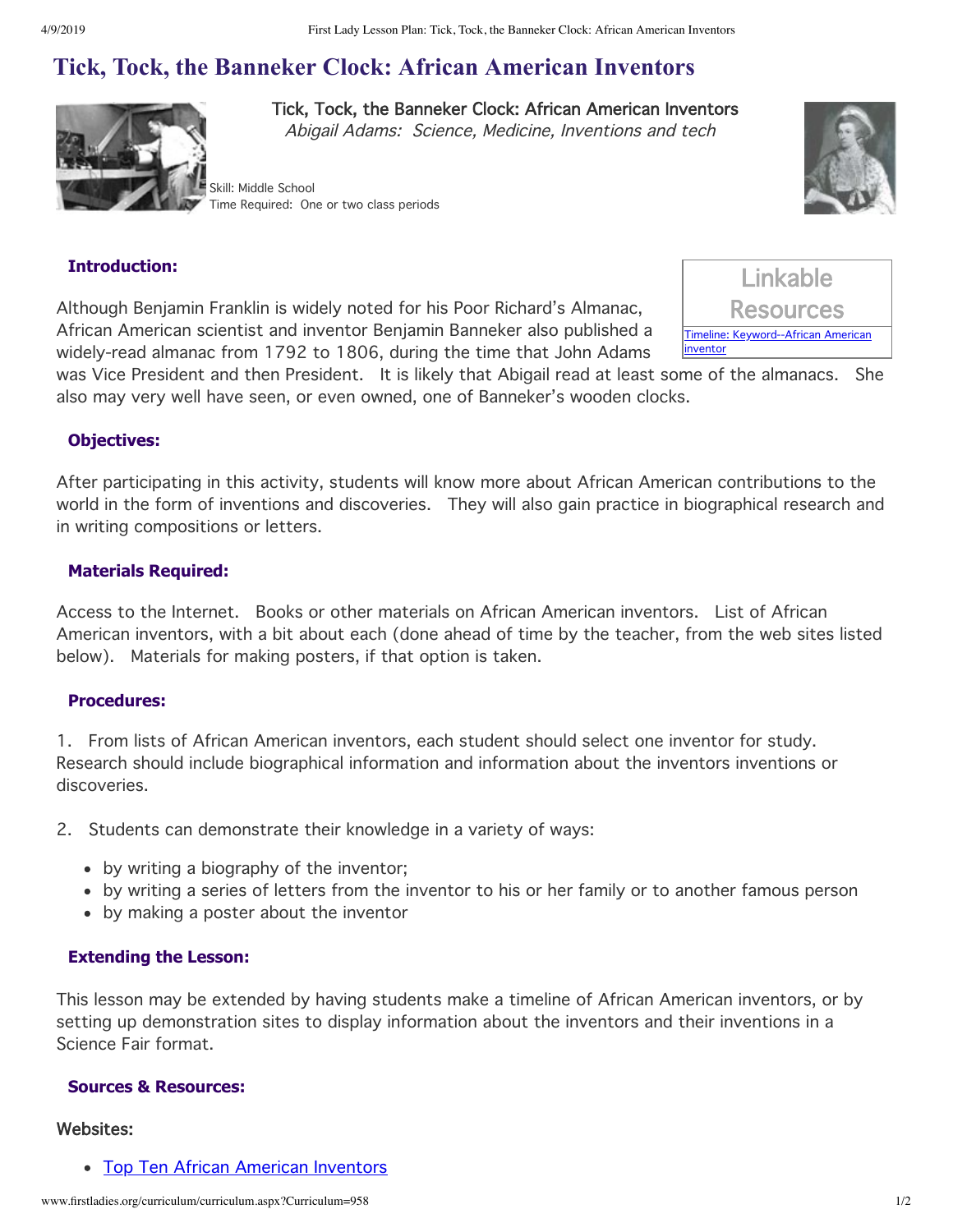# Tick, Tock, the Banneker Clock: African American Inventors

Tick, Tock, the Banneker Clock: African American Inventors

*Abigail Adams: Science, Medicine, Inventions and tech*

Skill: Middle School

Time Required: One or two class periods

**Linkable Resources**

[Timeline: Keyword--African American inventor]

### Introduction:

Although Benjamin Franklin is widely noted for his Poor Richard's Almanac, African American scientist and inventor Benjamin Banneker also published a widely-read almanac from 1792 to 1806, during the time that John Adams was Vice President and then President. It is likely that Abigail read at least some of the almanacs. She also may very well have seen, or even owned, one of Banneker's wooden clocks.

### Objectives:

After participating in this activity, students will know more about African American contributions to the world in the form of inventions and discoveries. They will also gain practice in biographical research and in writing compositions or letters.

### Materials Required:

Access to the Internet. Books or other materials on African American inventors. List of African American inventors, with a bit about each (done ahead of time by the teacher, from the web sites listed below). Materials for making posters, if that option is taken.

### Procedures:

1. From lists of African American inventors, each student should select one inventor for study. Research should include biographical information and information about the inventors inventions or discoveries.

2. Students can demonstrate their knowledge in a variety of ways:

- by writing a biography of the inventor;
- by writing a series of letters from the inventor to his or her family or to another famous person
- by making a poster about the inventor

### Extending the Lesson:

This lesson may be extended by having students make a timeline of African American inventors, or by setting up demonstration sites to display information about the inventors and their inventions in a Science Fair format.

### Sources & Resources:

#### Websites:

- [Top Ten African American Inventors]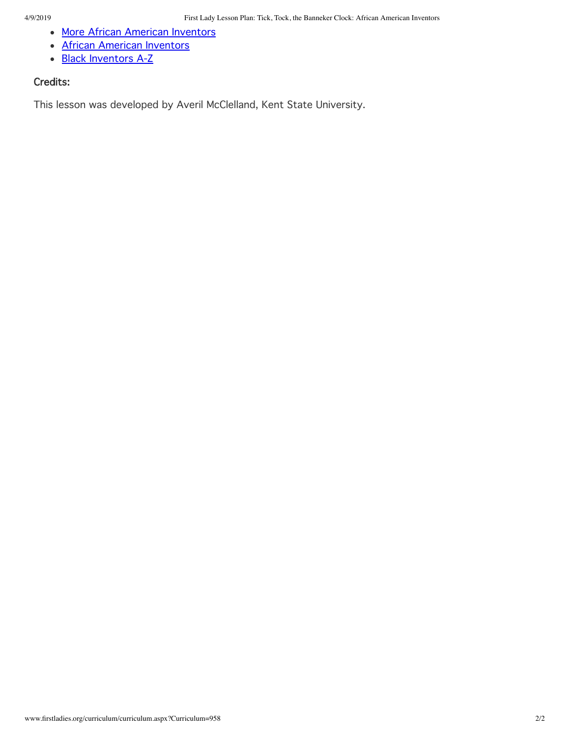- More African American Inventors
- African American Inventors
- Black Inventors A-Z

### Credits:

This lesson was developed by Averil McClelland, Kent State University.